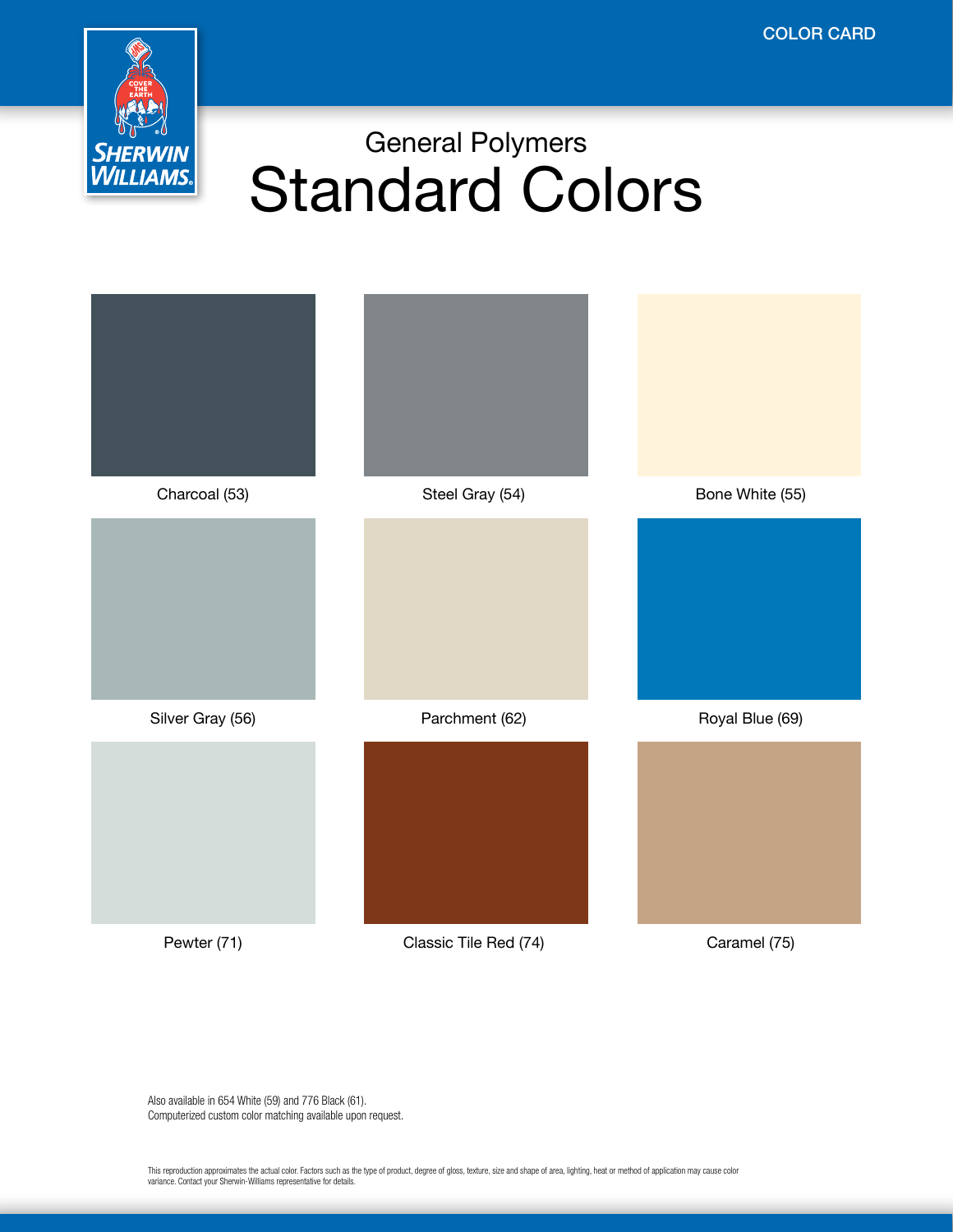COLOR CARD

## General Polymers

# Standard Colors

| | | |
|---|---|---|
| Charcoal (53) | Steel Gray (54) | Bone White (55) |
| Silver Gray (56) | Parchment (62) | Royal Blue (69) |
| Pewter (71) | Classic Tile Red (74) | Caramel (75) |

Also available in 654 White (59) and 776 Black (61).
Computerized custom color matching available upon request.

This reproduction approximates the actual color. Factors such as the type of product, degree of gloss, texture, size and shape of area, lighting, heat or method of application may cause color variance. Contact your Sherwin-Williams representative for details.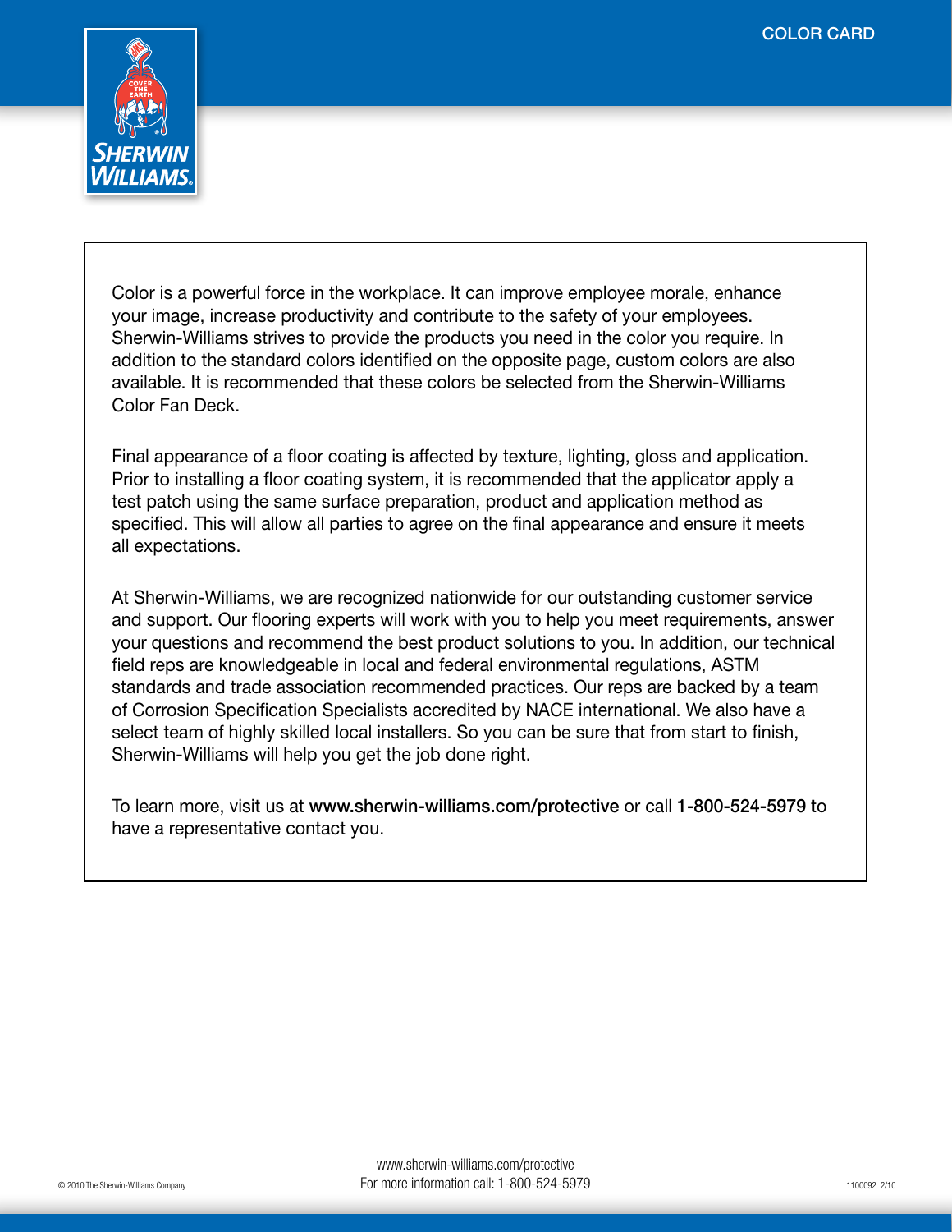COLOR CARD

Color is a powerful force in the workplace. It can improve employee morale, enhance your image, increase productivity and contribute to the safety of your employees. Sherwin-Williams strives to provide the products you need in the color you require. In addition to the standard colors identified on the opposite page, custom colors are also available. It is recommended that these colors be selected from the Sherwin-Williams Color Fan Deck.

Final appearance of a floor coating is affected by texture, lighting, gloss and application. Prior to installing a floor coating system, it is recommended that the applicator apply a test patch using the same surface preparation, product and application method as specified. This will allow all parties to agree on the final appearance and ensure it meets all expectations.

At Sherwin-Williams, we are recognized nationwide for our outstanding customer service and support. Our flooring experts will work with you to help you meet requirements, answer your questions and recommend the best product solutions to you. In addition, our technical field reps are knowledgeable in local and federal environmental regulations, ASTM standards and trade association recommended practices. Our reps are backed by a team of Corrosion Specification Specialists accredited by NACE international. We also have a select team of highly skilled local installers. So you can be sure that from start to finish, Sherwin-Williams will help you get the job done right.

To learn more, visit us at **www.sherwin-williams.com/protective** or call **1-800-524-5979** to have a representative contact you.

© 2010 The Sherwin-Williams Company

www.sherwin-williams.com/protective
For more information call: 1-800-524-5979

1100092 2/10